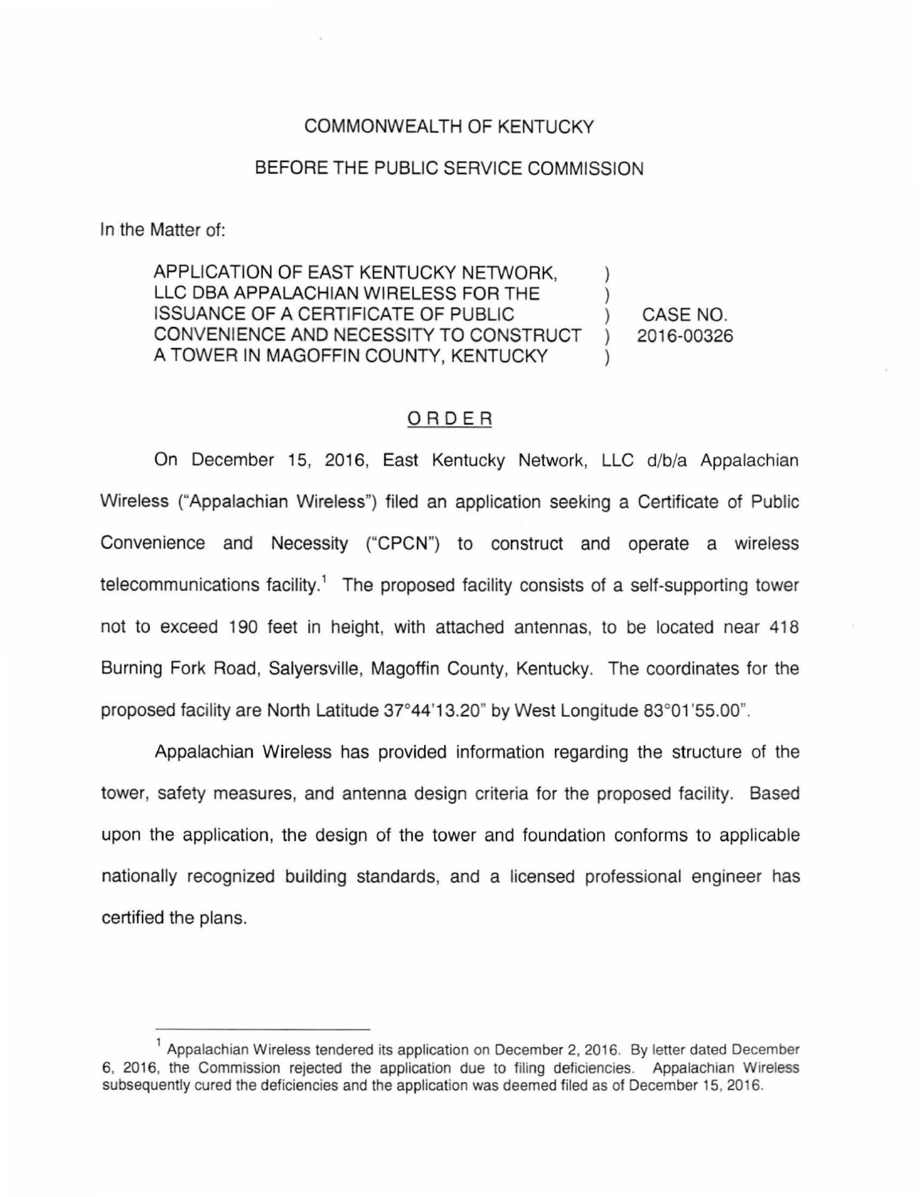COMMONWEALTH OF KENTUCKY

BEFORE THE PUBLIC SERVICE COMMISSION

In the Matter of:

| | | |
|---|---|---|
| APPLICATION OF EAST KENTUCKY NETWORK, LLC DBA APPALACHIAN WIRELESS FOR THE ISSUANCE OF A CERTIFICATE OF PUBLIC CONVENIENCE AND NECESSITY TO CONSTRUCT A TOWER IN MAGOFFIN COUNTY, KENTUCKY | ) ) ) ) ) | CASE NO. 2016-00326 |

## ORDER

On December 15, 2016, East Kentucky Network, LLC d/b/a Appalachian Wireless ("Appalachian Wireless") filed an application seeking a Certificate of Public Convenience and Necessity ("CPCN") to construct and operate a wireless telecommunications facility.[1] The proposed facility consists of a self-supporting tower not to exceed 190 feet in height, with attached antennas, to be located near 418 Burning Fork Road, Salyersville, Magoffin County, Kentucky. The coordinates for the proposed facility are North Latitude 37°44'13.20" by West Longitude 83°01'55.00".

Appalachian Wireless has provided information regarding the structure of the tower, safety measures, and antenna design criteria for the proposed facility. Based upon the application, the design of the tower and foundation conforms to applicable nationally recognized building standards, and a licensed professional engineer has certified the plans.

---

[1] Appalachian Wireless tendered its application on December 2, 2016. By letter dated December 6, 2016, the Commission rejected the application due to filing deficiencies. Appalachian Wireless subsequently cured the deficiencies and the application was deemed filed as of December 15, 2016.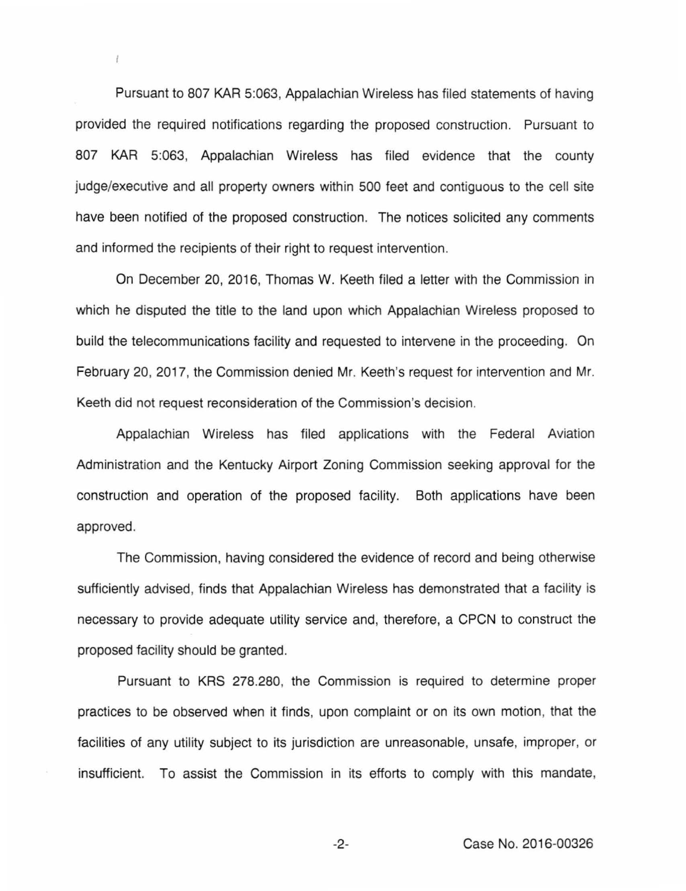Pursuant to 807 KAR 5:063, Appalachian Wireless has filed statements of having provided the required notifications regarding the proposed construction. Pursuant to 807 KAR 5:063, Appalachian Wireless has filed evidence that the county judge/executive and all property owners within 500 feet and contiguous to the cell site have been notified of the proposed construction. The notices solicited any comments and informed the recipients of their right to request intervention.

On December 20, 2016, Thomas W. Keeth filed a letter with the Commission in which he disputed the title to the land upon which Appalachian Wireless proposed to build the telecommunications facility and requested to intervene in the proceeding. On February 20, 2017, the Commission denied Mr. Keeth's request for intervention and Mr. Keeth did not request reconsideration of the Commission's decision.

Appalachian Wireless has filed applications with the Federal Aviation Administration and the Kentucky Airport Zoning Commission seeking approval for the construction and operation of the proposed facility. Both applications have been approved.

The Commission, having considered the evidence of record and being otherwise sufficiently advised, finds that Appalachian Wireless has demonstrated that a facility is necessary to provide adequate utility service and, therefore, a CPCN to construct the proposed facility should be granted.

Pursuant to KRS 278.280, the Commission is required to determine proper practices to be observed when it finds, upon complaint or on its own motion, that the facilities of any utility subject to its jurisdiction are unreasonable, unsafe, improper, or insufficient. To assist the Commission in its efforts to comply with this mandate,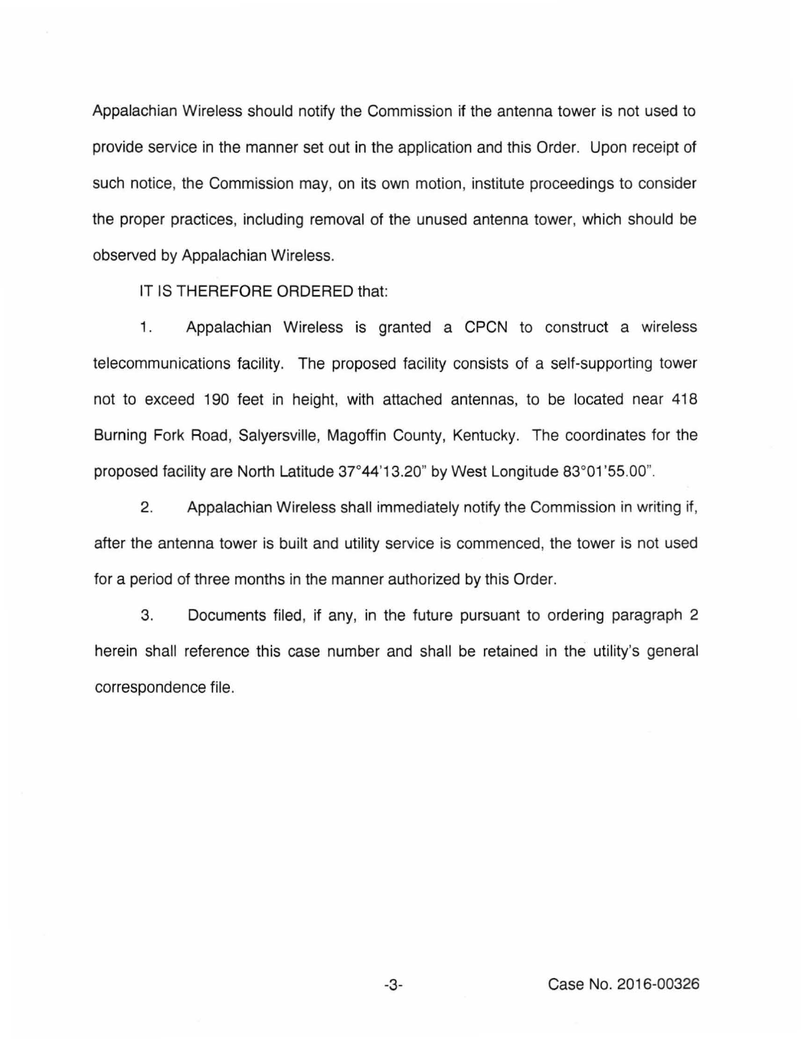Appalachian Wireless should notify the Commission if the antenna tower is not used to provide service in the manner set out in the application and this Order. Upon receipt of such notice, the Commission may, on its own motion, institute proceedings to consider the proper practices, including removal of the unused antenna tower, which should be observed by Appalachian Wireless.

IT IS THEREFORE ORDERED that:

1. Appalachian Wireless is granted a CPCN to construct a wireless telecommunications facility. The proposed facility consists of a self-supporting tower not to exceed 190 feet in height, with attached antennas, to be located near 418 Burning Fork Road, Salyersville, Magoffin County, Kentucky. The coordinates for the proposed facility are North Latitude 37°44'13.20" by West Longitude 83°01'55.00".

2. Appalachian Wireless shall immediately notify the Commission in writing if, after the antenna tower is built and utility service is commenced, the tower is not used for a period of three months in the manner authorized by this Order.

3. Documents filed, if any, in the future pursuant to ordering paragraph 2 herein shall reference this case number and shall be retained in the utility's general correspondence file.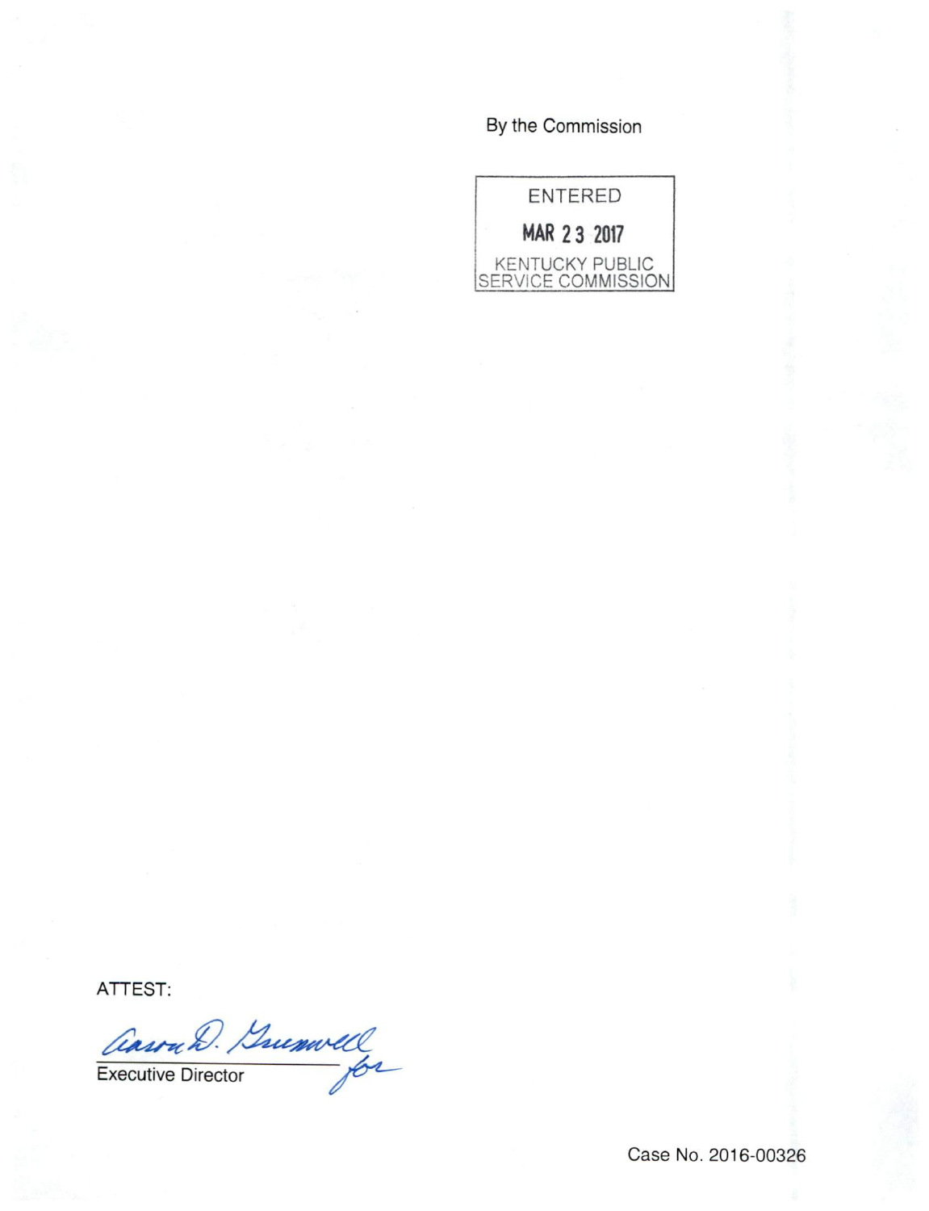By the Commission

ENTERED

MAR 23 2017

KENTUCKY PUBLIC SERVICE COMMISSION

ATTEST:

Aaron D. Greenwell for

Executive Director

Case No. 2016-00326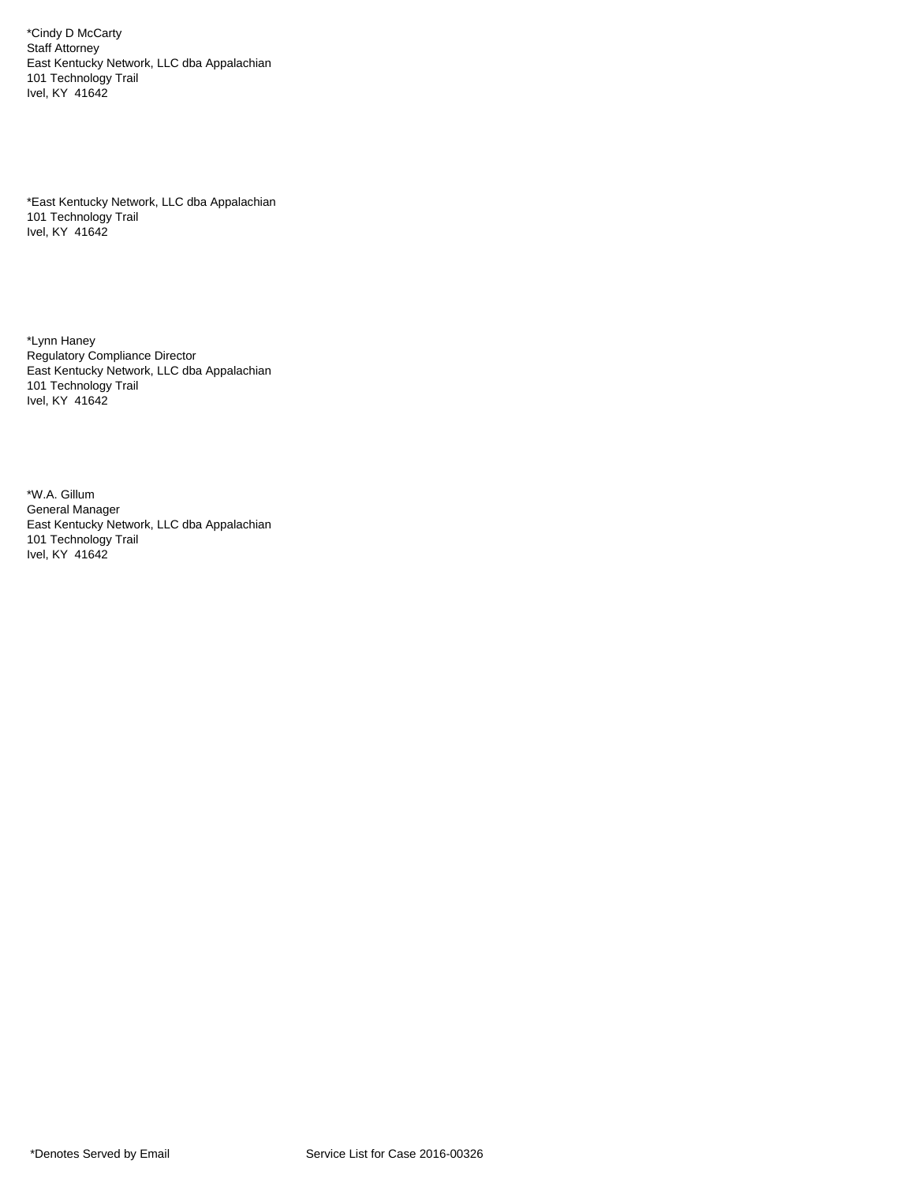*Cindy D McCarty
Staff Attorney
East Kentucky Network, LLC dba Appalachian
101 Technology Trail
Ivel, KY 41642

*East Kentucky Network, LLC dba Appalachian
101 Technology Trail
Ivel, KY 41642

*Lynn Haney
Regulatory Compliance Director
East Kentucky Network, LLC dba Appalachian
101 Technology Trail
Ivel, KY 41642

*W.A. Gillum
General Manager
East Kentucky Network, LLC dba Appalachian
101 Technology Trail
Ivel, KY 41642